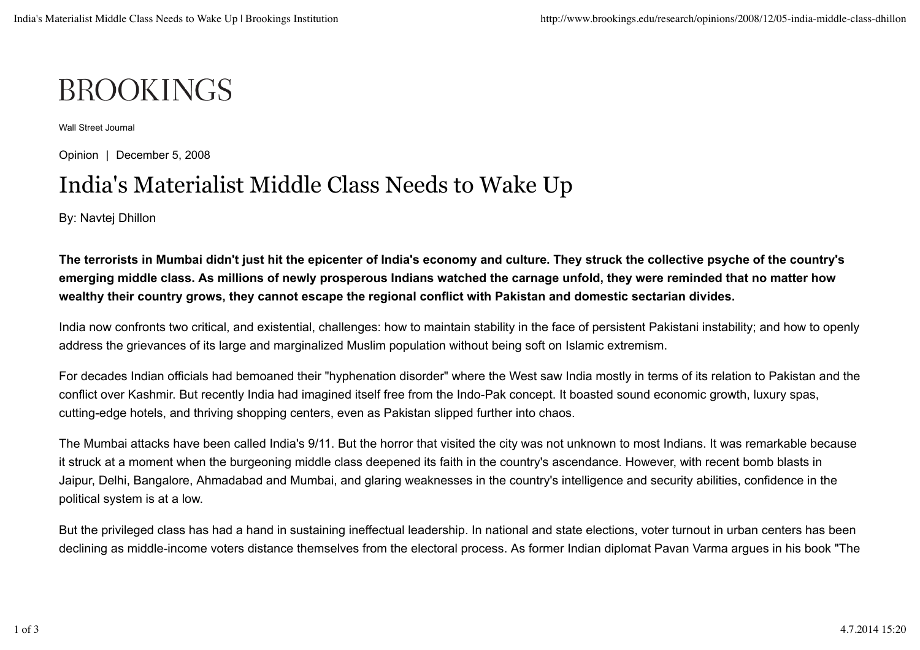BROOKINGS

Wall Street Journal

Opinion | December 5, 2008

# India's Materialist Middle Class Needs to Wake Up

By: Navtej Dhillon

**The terrorists in Mumbai didn't just hit the epicenter of India's economy and culture. They struck the collective psyche of the country's emerging middle class. As millions of newly prosperous Indians watched the carnage unfold, they were reminded that no matter how wealthy their country grows, they cannot escape the regional conflict with Pakistan and domestic sectarian divides.**

India now confronts two critical, and existential, challenges: how to maintain stability in the face of persistent Pakistani instability; and how to openly address the grievances of its large and marginalized Muslim population without being soft on Islamic extremism.

For decades Indian officials had bemoaned their "hyphenation disorder" where the West saw India mostly in terms of its relation to Pakistan and the conflict over Kashmir. But recently India had imagined itself free from the Indo-Pak concept. It boasted sound economic growth, luxury spas, cutting-edge hotels, and thriving shopping centers, even as Pakistan slipped further into chaos.

The Mumbai attacks have been called India's 9/11. But the horror that visited the city was not unknown to most Indians. It was remarkable because it struck at a moment when the burgeoning middle class deepened its faith in the country's ascendance. However, with recent bomb blasts in Jaipur, Delhi, Bangalore, Ahmadabad and Mumbai, and glaring weaknesses in the country's intelligence and security abilities, confidence in the political system is at a low.

But the privileged class has had a hand in sustaining ineffectual leadership. In national and state elections, voter turnout in urban centers has been declining as middle-income voters distance themselves from the electoral process. As former Indian diplomat Pavan Varma argues in his book "The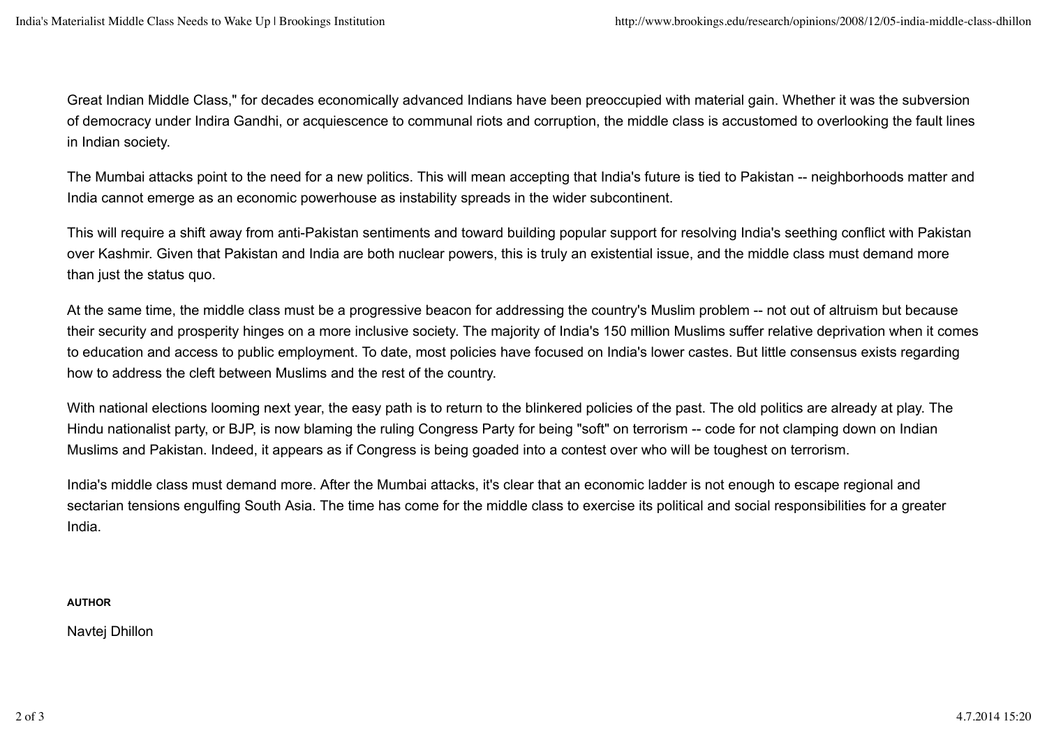Great Indian Middle Class," for decades economically advanced Indians have been preoccupied with material gain. Whether it was the subversion of democracy under Indira Gandhi, or acquiescence to communal riots and corruption, the middle class is accustomed to overlooking the fault lines in Indian society.

The Mumbai attacks point to the need for a new politics. This will mean accepting that India's future is tied to Pakistan -- neighborhoods matter and India cannot emerge as an economic powerhouse as instability spreads in the wider subcontinent.

This will require a shift away from anti-Pakistan sentiments and toward building popular support for resolving India's seething conflict with Pakistan over Kashmir. Given that Pakistan and India are both nuclear powers, this is truly an existential issue, and the middle class must demand more than just the status quo.

At the same time, the middle class must be a progressive beacon for addressing the country's Muslim problem -- not out of altruism but because their security and prosperity hinges on a more inclusive society. The majority of India's 150 million Muslims suffer relative deprivation when it comes to education and access to public employment. To date, most policies have focused on India's lower castes. But little consensus exists regarding how to address the cleft between Muslims and the rest of the country.

With national elections looming next year, the easy path is to return to the blinkered policies of the past. The old politics are already at play. The Hindu nationalist party, or BJP, is now blaming the ruling Congress Party for being "soft" on terrorism -- code for not clamping down on Indian Muslims and Pakistan. Indeed, it appears as if Congress is being goaded into a contest over who will be toughest on terrorism.

India's middle class must demand more. After the Mumbai attacks, it's clear that an economic ladder is not enough to escape regional and sectarian tensions engulfing South Asia. The time has come for the middle class to exercise its political and social responsibilities for a greater India.

**AUTHOR**

Navtej Dhillon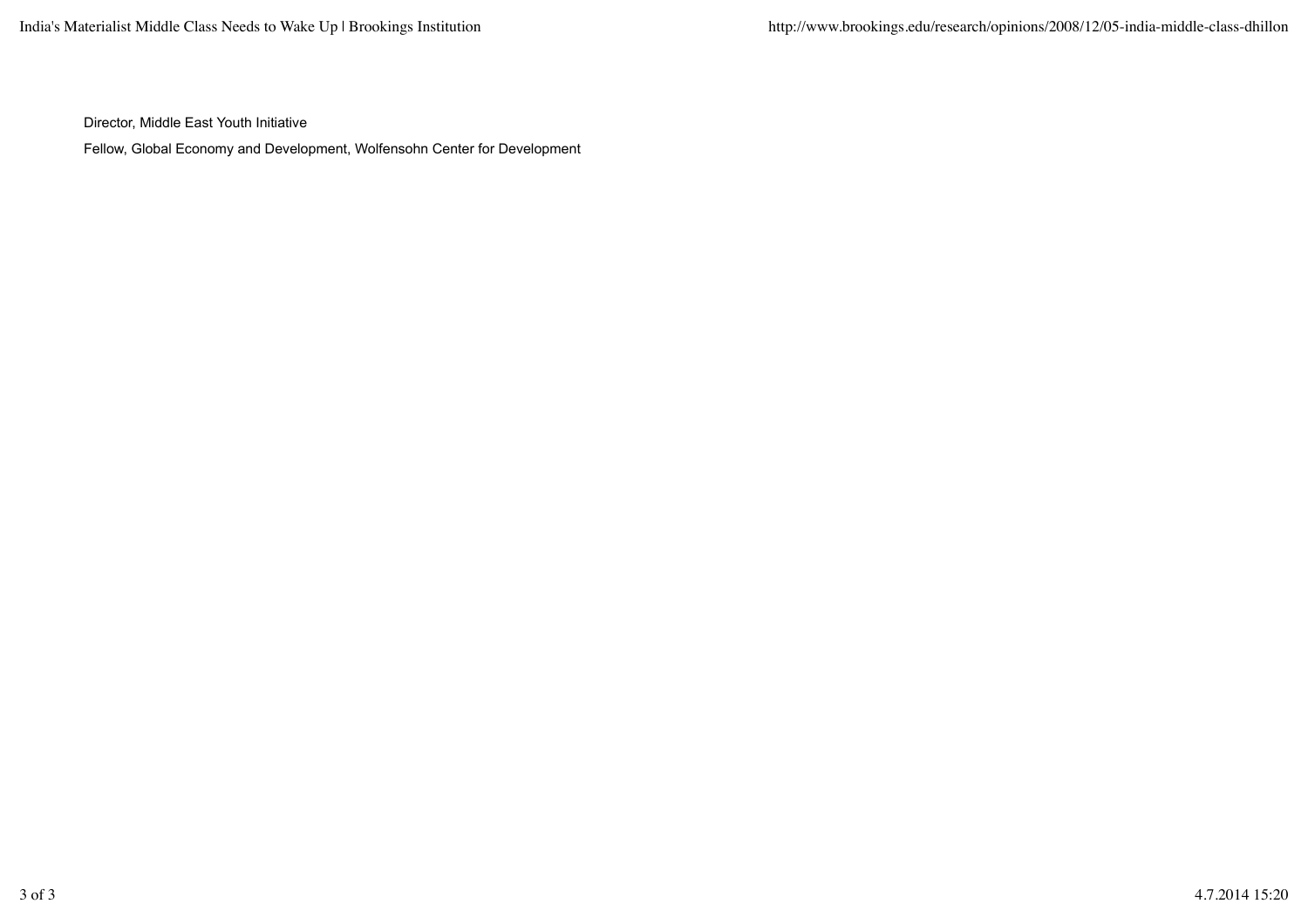Director, Middle East Youth Initiative

Fellow, Global Economy and Development, Wolfensohn Center for Development